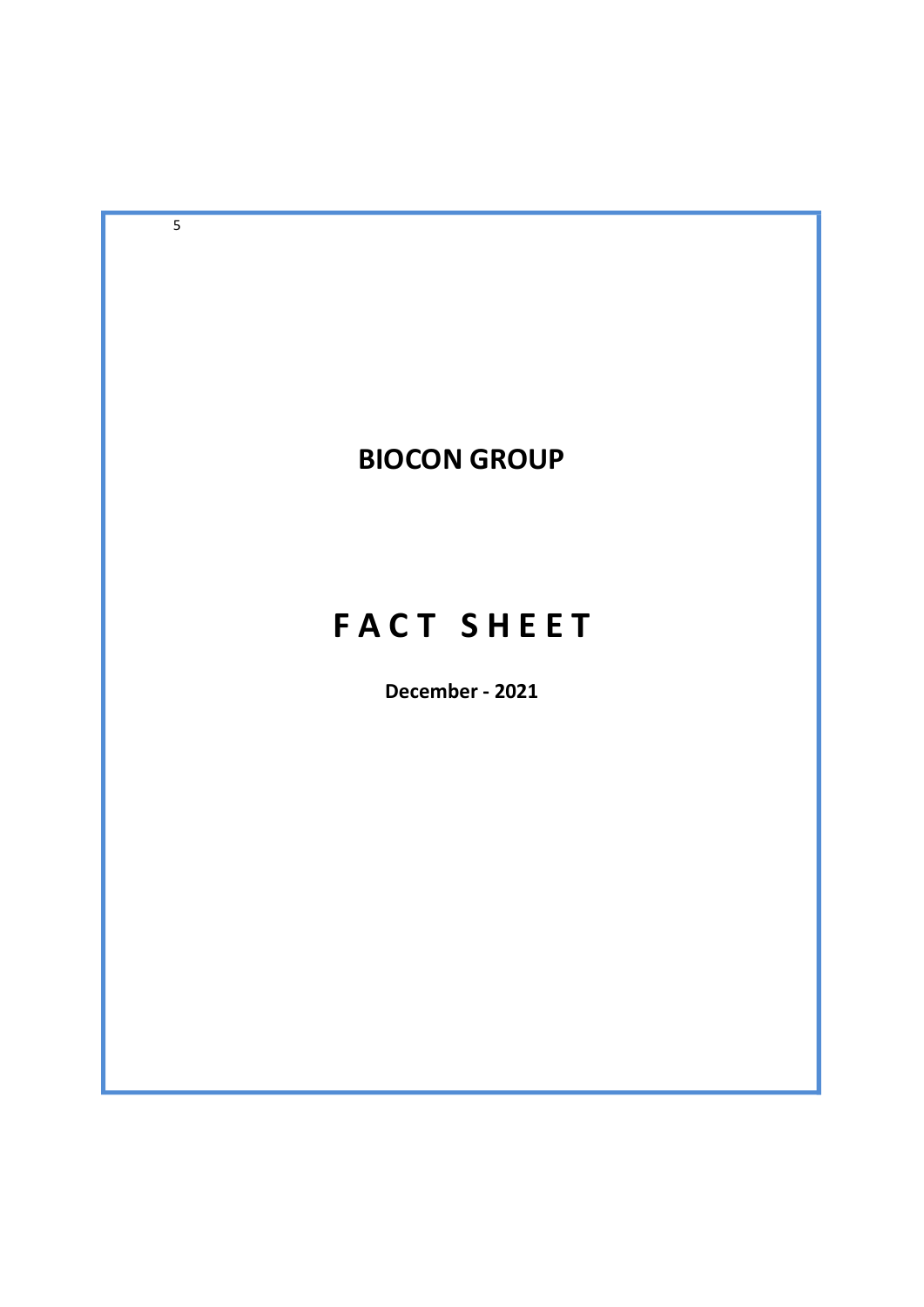# BIOCON GROUP

# F A C T  S H E E T

**December - 2021**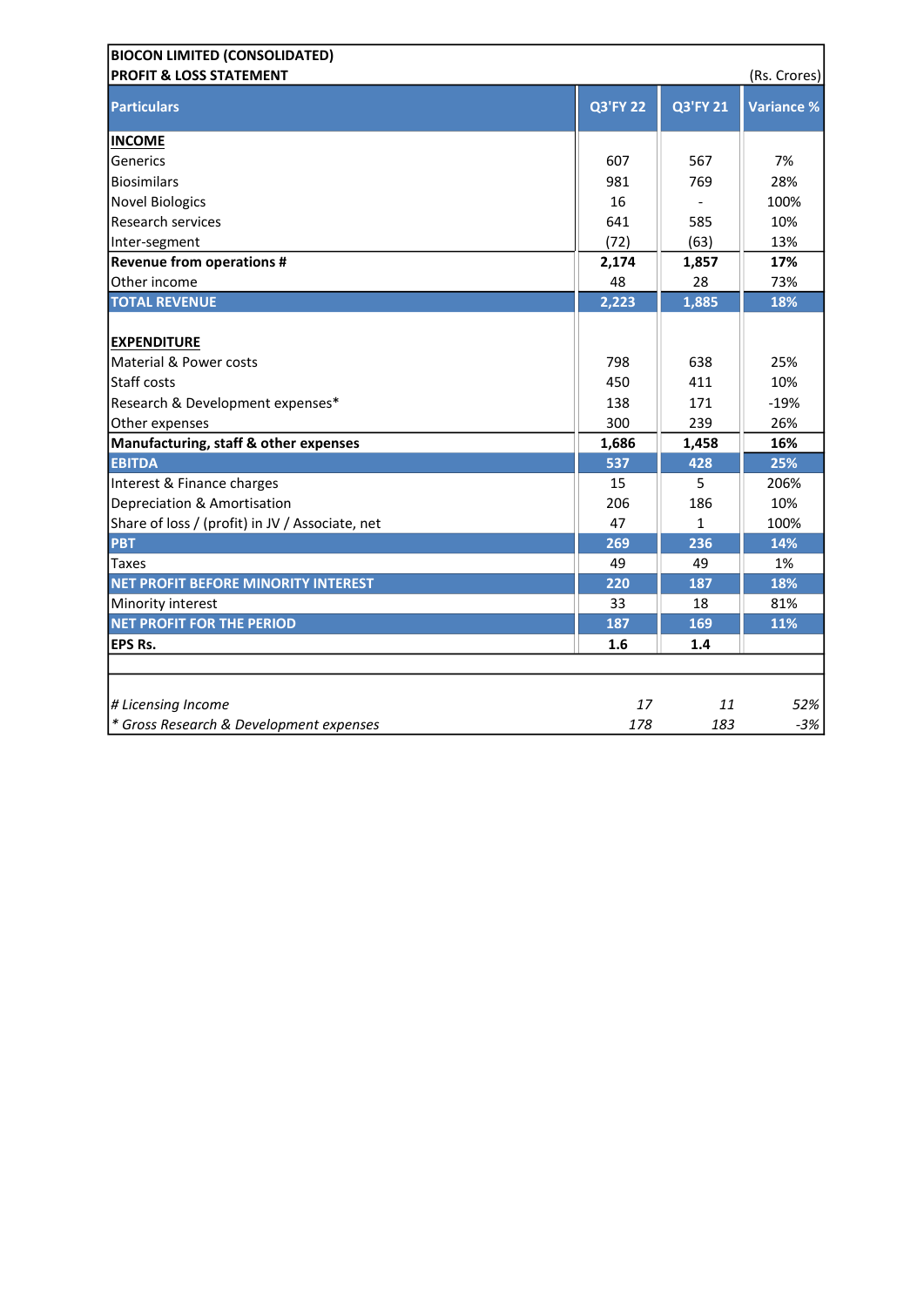**BIOCON LIMITED (CONSOLIDATED)**

**PROFIT & LOSS STATEMENT**

(Rs. Crores)

| Particulars | Q3'FY 22 | Q3'FY 21 | Variance % |
|---|---|---|---|
| **INCOME** | | | |
| Generics | 607 | 567 | 7% |
| Biosimilars | 981 | 769 | 28% |
| Novel Biologics | 16 | - | 100% |
| Research services | 641 | 585 | 10% |
| Inter-segment | (72) | (63) | 13% |
| **Revenue from operations #** | **2,174** | **1,857** | **17%** |
| Other income | 48 | 28 | 73% |
| **TOTAL REVENUE** | **2,223** | **1,885** | **18%** |
| | | | |
| **EXPENDITURE** | | | |
| Material & Power costs | 798 | 638 | 25% |
| Staff costs | 450 | 411 | 10% |
| Research & Development expenses* | 138 | 171 | -19% |
| Other expenses | 300 | 239 | 26% |
| **Manufacturing, staff & other expenses** | **1,686** | **1,458** | **16%** |
| **EBITDA** | **537** | **428** | **25%** |
| Interest & Finance charges | 15 | 5 | 206% |
| Depreciation & Amortisation | 206 | 186 | 10% |
| Share of loss / (profit) in JV / Associate, net | 47 | 1 | 100% |
| **PBT** | **269** | **236** | **14%** |
| Taxes | 49 | 49 | 1% |
| **NET PROFIT BEFORE MINORITY INTEREST** | **220** | **187** | **18%** |
| Minority interest | 33 | 18 | 81% |
| **NET PROFIT FOR THE PERIOD** | **187** | **169** | **11%** |
| **EPS Rs.** | **1.6** | **1.4** | |
| | | | |
| *# Licensing Income* | *17* | *11* | *52%* |
| ** Gross Research & Development expenses* | *178* | *183* | *-3%* |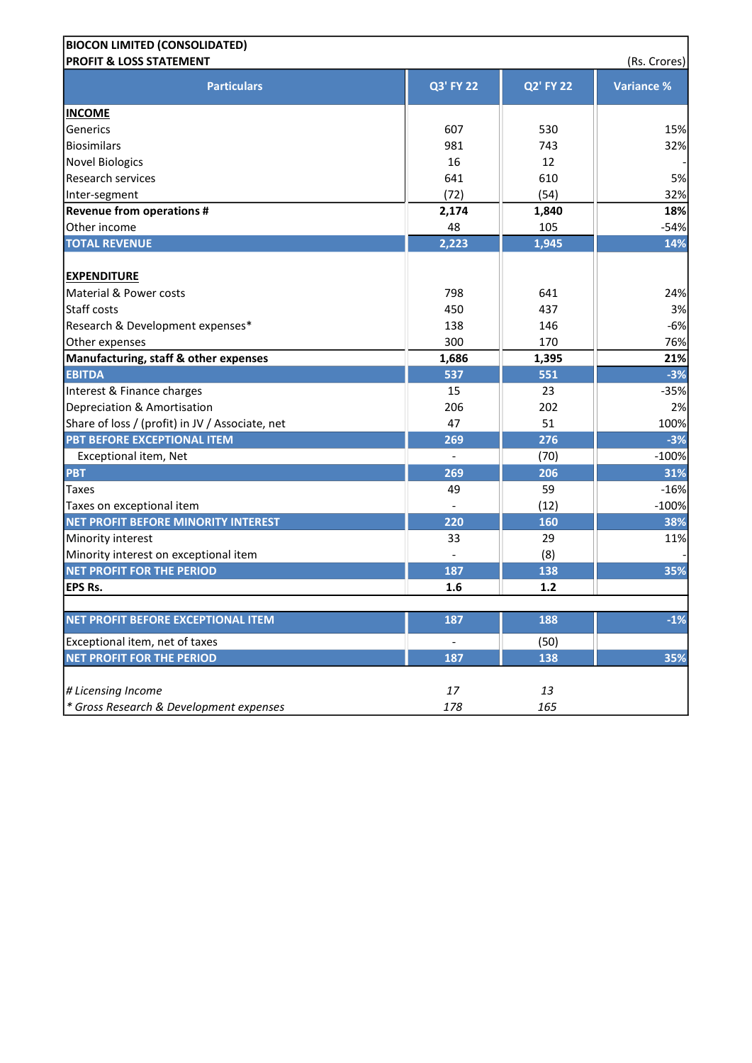**BIOCON LIMITED (CONSOLIDATED)**
**PROFIT & LOSS STATEMENT**

(Rs. Crores)

| Particulars | Q3' FY 22 | Q2' FY 22 | Variance % |
|---|---|---|---|
| **INCOME** | | | |
| Generics | 607 | 530 | 15% |
| Biosimilars | 981 | 743 | 32% |
| Novel Biologics | 16 | 12 | - |
| Research services | 641 | 610 | 5% |
| Inter-segment | (72) | (54) | 32% |
| **Revenue from operations #** | **2,174** | **1,840** | **18%** |
| Other income | 48 | 105 | -54% |
| **TOTAL REVENUE** | **2,223** | **1,945** | **14%** |
| | | | |
| **EXPENDITURE** | | | |
| Material & Power costs | 798 | 641 | 24% |
| Staff costs | 450 | 437 | 3% |
| Research & Development expenses* | 138 | 146 | -6% |
| Other expenses | 300 | 170 | 76% |
| **Manufacturing, staff & other expenses** | **1,686** | **1,395** | **21%** |
| **EBITDA** | **537** | **551** | **-3%** |
| Interest & Finance charges | 15 | 23 | -35% |
| Depreciation & Amortisation | 206 | 202 | 2% |
| Share of loss / (profit) in JV / Associate, net | 47 | 51 | 100% |
| **PBT BEFORE EXCEPTIONAL ITEM** | **269** | **276** | **-3%** |
| Exceptional item, Net | - | (70) | -100% |
| **PBT** | **269** | **206** | **31%** |
| Taxes | 49 | 59 | -16% |
| Taxes on exceptional item | - | (12) | -100% |
| **NET PROFIT BEFORE MINORITY INTEREST** | **220** | **160** | **38%** |
| Minority interest | 33 | 29 | 11% |
| Minority interest on exceptional item | - | (8) | - |
| **NET PROFIT FOR THE PERIOD** | **187** | **138** | **35%** |
| **EPS Rs.** | **1.6** | **1.2** | |
| | | | |
| **NET PROFIT BEFORE EXCEPTIONAL ITEM** | **187** | **188** | **-1%** |
| Exceptional item, net of taxes | - | (50) | |
| **NET PROFIT FOR THE PERIOD** | **187** | **138** | **35%** |
| | | | |
| *# Licensing Income* | *17* | *13* | |
| *\* Gross Research & Development expenses* | *178* | *165* | |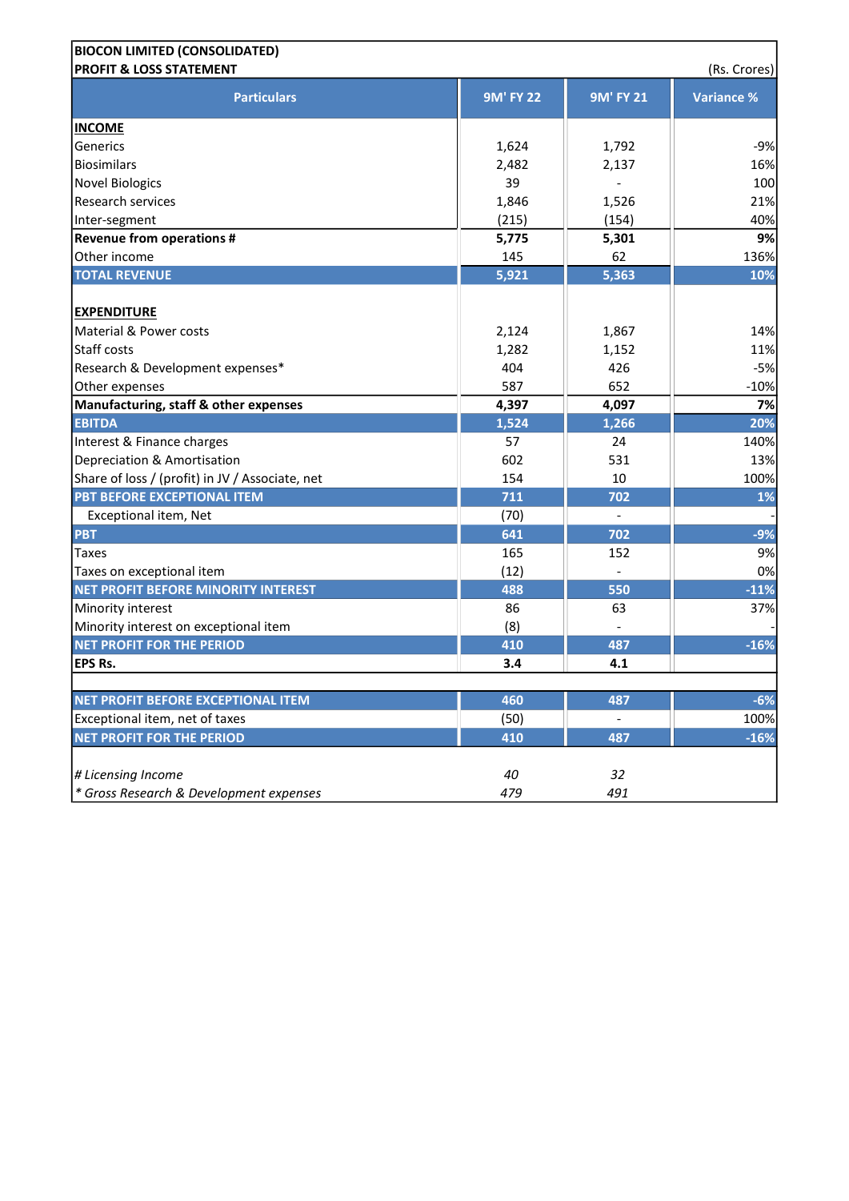**BIOCON LIMITED (CONSOLIDATED)**
**PROFIT & LOSS STATEMENT**

(Rs. Crores)

| Particulars | 9M' FY 22 | 9M' FY 21 | Variance % |
|---|---|---|---|
| **INCOME** | | | |
| Generics | 1,624 | 1,792 | -9% |
| Biosimilars | 2,482 | 2,137 | 16% |
| Novel Biologics | 39 | - | 100 |
| Research services | 1,846 | 1,526 | 21% |
| Inter-segment | (215) | (154) | 40% |
| **Revenue from operations #** | **5,775** | **5,301** | **9%** |
| Other income | 145 | 62 | 136% |
| **TOTAL REVENUE** | **5,921** | **5,363** | **10%** |
| | | | |
| **EXPENDITURE** | | | |
| Material & Power costs | 2,124 | 1,867 | 14% |
| Staff costs | 1,282 | 1,152 | 11% |
| Research & Development expenses* | 404 | 426 | -5% |
| Other expenses | 587 | 652 | -10% |
| **Manufacturing, staff & other expenses** | **4,397** | **4,097** | **7%** |
| **EBITDA** | **1,524** | **1,266** | **20%** |
| Interest & Finance charges | 57 | 24 | 140% |
| Depreciation & Amortisation | 602 | 531 | 13% |
| Share of loss / (profit) in JV / Associate, net | 154 | 10 | 100% |
| **PBT BEFORE EXCEPTIONAL ITEM** | **711** | **702** | **1%** |
| Exceptional item, Net | (70) | - | - |
| **PBT** | **641** | **702** | **-9%** |
| Taxes | 165 | 152 | 9% |
| Taxes on exceptional item | (12) | - | 0% |
| **NET PROFIT BEFORE MINORITY INTEREST** | **488** | **550** | **-11%** |
| Minority interest | 86 | 63 | 37% |
| Minority interest on exceptional item | (8) | - | - |
| **NET PROFIT FOR THE PERIOD** | **410** | **487** | **-16%** |
| **EPS Rs.** | **3.4** | **4.1** | |
| | | | |
| **NET PROFIT BEFORE EXCEPTIONAL ITEM** | **460** | **487** | **-6%** |
| Exceptional item, net of taxes | (50) | - | 100% |
| **NET PROFIT FOR THE PERIOD** | **410** | **487** | **-16%** |
| | | | |
| *# Licensing Income* | *40* | *32* | |
| *\* Gross Research & Development expenses* | *479* | *491* | |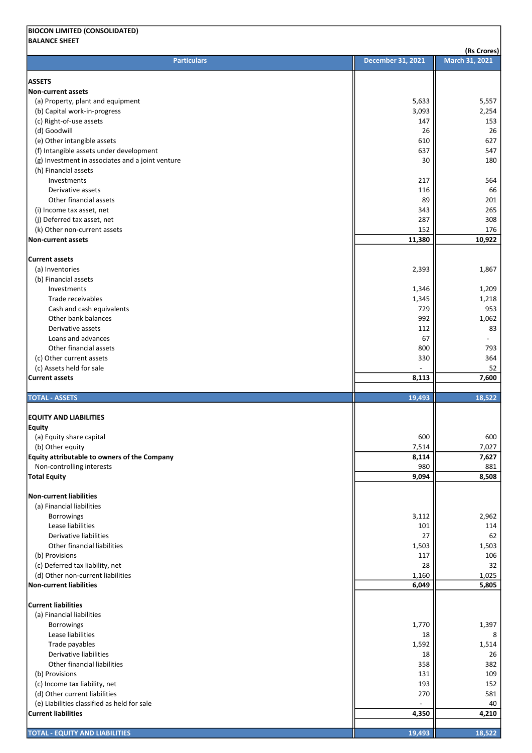**BIOCON LIMITED (CONSOLIDATED)**
**BALANCE SHEET**

(Rs Crores)

| Particulars | December 31, 2021 | March 31, 2021 |
|---|---|---|
| **ASSETS** | | |
| **Non-current assets** | | |
| (a) Property, plant and equipment | 5,633 | 5,557 |
| (b) Capital work-in-progress | 3,093 | 2,254 |
| (c) Right-of-use assets | 147 | 153 |
| (d) Goodwill | 26 | 26 |
| (e) Other intangible assets | 610 | 627 |
| (f) Intangible assets under development | 637 | 547 |
| (g) Investment in associates and a joint venture | 30 | 180 |
| (h) Financial assets | | |
| Investments | 217 | 564 |
| Derivative assets | 116 | 66 |
| Other financial assets | 89 | 201 |
| (i) Income tax asset, net | 343 | 265 |
| (j) Deferred tax asset, net | 287 | 308 |
| (k) Other non-current assets | 152 | 176 |
| **Non-current assets** | **11,380** | **10,922** |
| **Current assets** | | |
| (a) Inventories | 2,393 | 1,867 |
| (b) Financial assets | | |
| Investments | 1,346 | 1,209 |
| Trade receivables | 1,345 | 1,218 |
| Cash and cash equivalents | 729 | 953 |
| Other bank balances | 992 | 1,062 |
| Derivative assets | 112 | 83 |
| Loans and advances | 67 | - |
| Other financial assets | 800 | 793 |
| (c) Other current assets | 330 | 364 |
| (c) Assets held for sale | - | 52 |
| **Current assets** | **8,113** | **7,600** |
| **TOTAL - ASSETS** | **19,493** | **18,522** |
| **EQUITY AND LIABILITIES** | | |
| **Equity** | | |
| (a) Equity share capital | 600 | 600 |
| (b) Other equity | 7,514 | 7,027 |
| **Equity attributable to owners of the Company** | **8,114** | **7,627** |
| Non-controlling interests | 980 | 881 |
| **Total Equity** | **9,094** | **8,508** |
| **Non-current liabilities** | | |
| (a) Financial liabilities | | |
| Borrowings | 3,112 | 2,962 |
| Lease liabilities | 101 | 114 |
| Derivative liabilities | 27 | 62 |
| Other financial liabilities | 1,503 | 1,503 |
| (b) Provisions | 117 | 106 |
| (c) Deferred tax liability, net | 28 | 32 |
| (d) Other non-current liabilities | 1,160 | 1,025 |
| **Non-current liabilities** | **6,049** | **5,805** |
| **Current liabilities** | | |
| (a) Financial liabilities | | |
| Borrowings | 1,770 | 1,397 |
| Lease liabilities | 18 | 8 |
| Trade payables | 1,592 | 1,514 |
| Derivative liabilities | 18 | 26 |
| Other financial liabilities | 358 | 382 |
| (b) Provisions | 131 | 109 |
| (c) Income tax liability, net | 193 | 152 |
| (d) Other current liabilities | 270 | 581 |
| (e) Liabilities classified as held for sale | - | 40 |
| **Current liabilities** | **4,350** | **4,210** |
| **TOTAL - EQUITY AND LIABILITIES** | **19,493** | **18,522** |